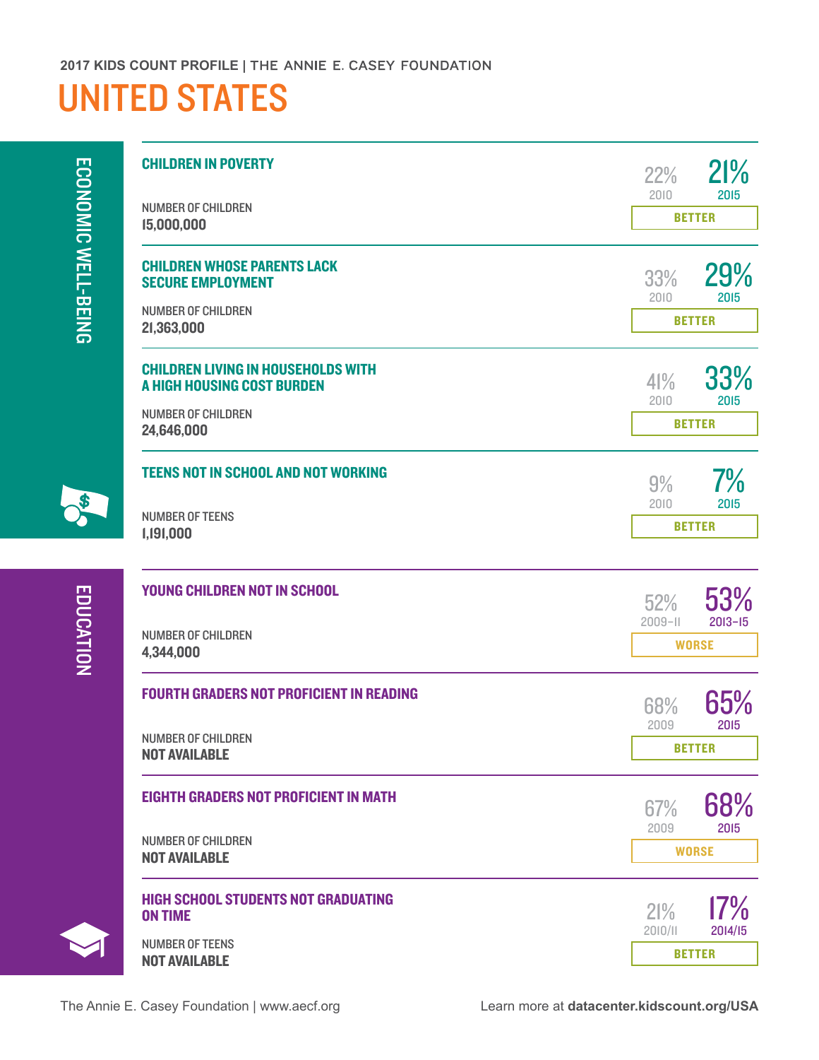2017 KIDS COUNT PROFILE | THE ANNIE E. CASEY FOUNDATION

# UNITED STATES

## ECONOMIC WELL-BEING

### CHILDREN IN POVERTY

NUMBER OF CHILDREN
**15,000,000**

22% (2010) → 21% (2015) — BETTER

### CHILDREN WHOSE PARENTS LACK SECURE EMPLOYMENT

NUMBER OF CHILDREN
**21,363,000**

33% (2010) → 29% (2015) — BETTER

### CHILDREN LIVING IN HOUSEHOLDS WITH A HIGH HOUSING COST BURDEN

NUMBER OF CHILDREN
**24,646,000**

41% (2010) → 33% (2015) — BETTER

### TEENS NOT IN SCHOOL AND NOT WORKING

NUMBER OF TEENS
**1,191,000**

9% (2010) → 7% (2015) — BETTER

## EDUCATION

### YOUNG CHILDREN NOT IN SCHOOL

NUMBER OF CHILDREN
**4,344,000**

52% (2009–11) → 53% (2013–15) — WORSE

### FOURTH GRADERS NOT PROFICIENT IN READING

NUMBER OF CHILDREN
**NOT AVAILABLE**

68% (2009) → 65% (2015) — BETTER

### EIGHTH GRADERS NOT PROFICIENT IN MATH

NUMBER OF CHILDREN
**NOT AVAILABLE**

67% (2009) → 68% (2015) — WORSE

### HIGH SCHOOL STUDENTS NOT GRADUATING ON TIME

NUMBER OF TEENS
**NOT AVAILABLE**

21% (2010/11) → 17% (2014/15) — BETTER

The Annie E. Casey Foundation | www.aecf.org

Learn more at **datacenter.kidscount.org/USA**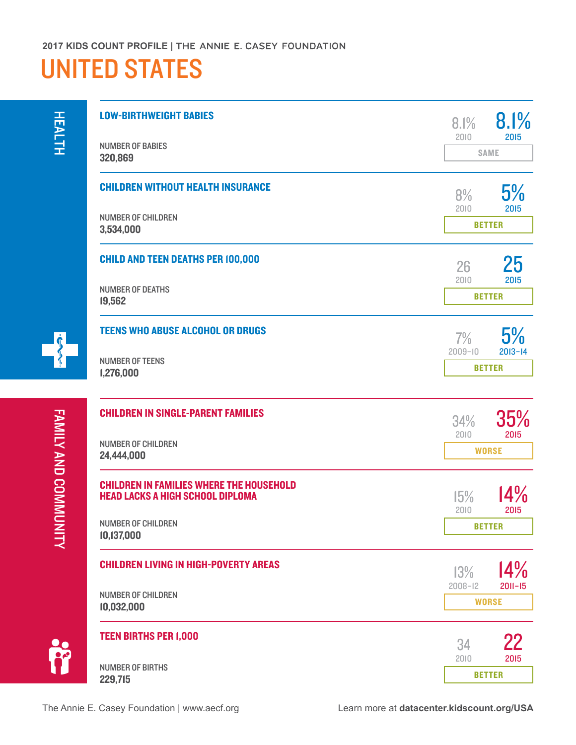2017 KIDS COUNT PROFILE | THE ANNIE E. CASEY FOUNDATION

# UNITED STATES

## HEALTH

### LOW-BIRTHWEIGHT BABIES

NUMBER OF BABIES
**320,869**

8.1% 2010 | 8.1% 2015 | SAME

### CHILDREN WITHOUT HEALTH INSURANCE

NUMBER OF CHILDREN
**3,534,000**

8% 2010 | 5% 2015 | BETTER

### CHILD AND TEEN DEATHS PER 100,000

NUMBER OF DEATHS
**19,562**

26 2010 | 25 2015 | BETTER

### TEENS WHO ABUSE ALCOHOL OR DRUGS

NUMBER OF TEENS
**1,276,000**

7% 2009-10 | 5% 2013-14 | BETTER

## FAMILY AND COMMUNITY

### CHILDREN IN SINGLE-PARENT FAMILIES

NUMBER OF CHILDREN
**24,444,000**

34% 2010 | 35% 2015 | WORSE

### CHILDREN IN FAMILIES WHERE THE HOUSEHOLD HEAD LACKS A HIGH SCHOOL DIPLOMA

NUMBER OF CHILDREN
**10,137,000**

15% 2010 | 14% 2015 | BETTER

### CHILDREN LIVING IN HIGH-POVERTY AREAS

NUMBER OF CHILDREN
**10,032,000**

13% 2008-12 | 14% 2011-15 | WORSE

### TEEN BIRTHS PER 1,000

NUMBER OF BIRTHS
**229,715**

34 2010 | 22 2015 | BETTER

The Annie E. Casey Foundation | www.aecf.org

Learn more at **datacenter.kidscount.org/USA**